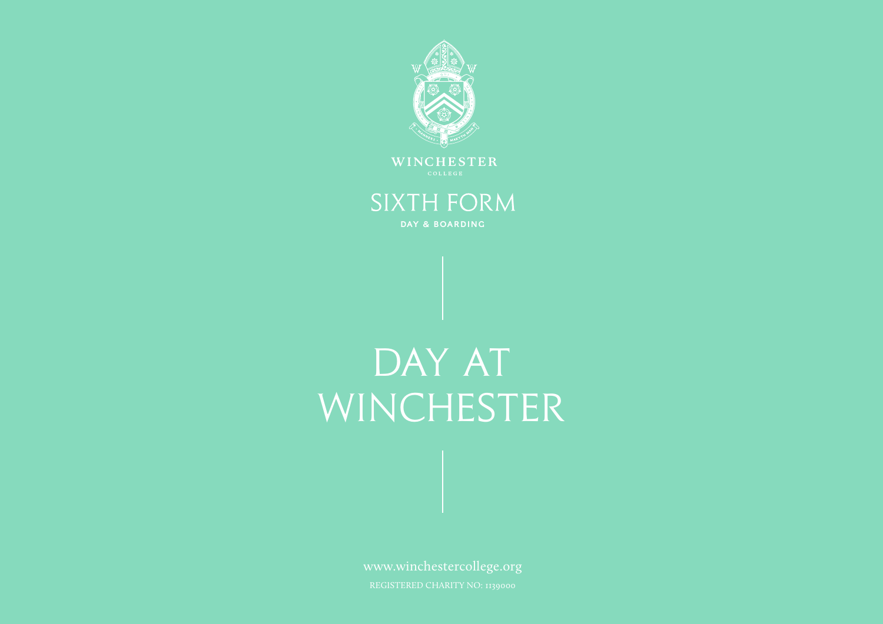WINCHESTER

COLLEGE

SIXTH FORM

DAY & BOARDING

# DAY AT WINCHESTER

www.winchestercollege.org

REGISTERED CHARITY NO: 1139000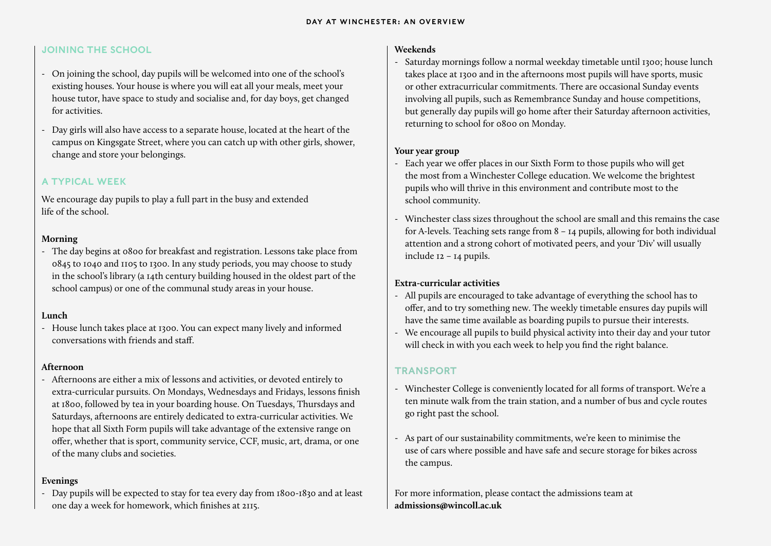# DAY AT WINCHESTER: AN OVERVIEW

## JOINING THE SCHOOL

- On joining the school, day pupils will be welcomed into one of the school's existing houses. Your house is where you will eat all your meals, meet your house tutor, have space to study and socialise and, for day boys, get changed for activities.

- Day girls will also have access to a separate house, located at the heart of the campus on Kingsgate Street, where you can catch up with other girls, shower, change and store your belongings.

## A TYPICAL WEEK

We encourage day pupils to play a full part in the busy and extended life of the school.

**Morning**

- The day begins at 0800 for breakfast and registration. Lessons take place from 0845 to 1040 and 1105 to 1300. In any study periods, you may choose to study in the school's library (a 14th century building housed in the oldest part of the school campus) or one of the communal study areas in your house.

**Lunch**

- House lunch takes place at 1300. You can expect many lively and informed conversations with friends and staff.

**Afternoon**

- Afternoons are either a mix of lessons and activities, or devoted entirely to extra-curricular pursuits. On Mondays, Wednesdays and Fridays, lessons finish at 1800, followed by tea in your boarding house. On Tuesdays, Thursdays and Saturdays, afternoons are entirely dedicated to extra-curricular activities. We hope that all Sixth Form pupils will take advantage of the extensive range on offer, whether that is sport, community service, CCF, music, art, drama, or one of the many clubs and societies.

**Evenings**

- Day pupils will be expected to stay for tea every day from 1800-1830 and at least one day a week for homework, which finishes at 2115.

**Weekends**

- Saturday mornings follow a normal weekday timetable until 1300; house lunch takes place at 1300 and in the afternoons most pupils will have sports, music or other extracurricular commitments. There are occasional Sunday events involving all pupils, such as Remembrance Sunday and house competitions, but generally day pupils will go home after their Saturday afternoon activities, returning to school for 0800 on Monday.

**Your year group**

- Each year we offer places in our Sixth Form to those pupils who will get the most from a Winchester College education. We welcome the brightest pupils who will thrive in this environment and contribute most to the school community.

- Winchester class sizes throughout the school are small and this remains the case for A-levels. Teaching sets range from 8 – 14 pupils, allowing for both individual attention and a strong cohort of motivated peers, and your 'Div' will usually include 12 – 14 pupils.

**Extra-curricular activities**

- All pupils are encouraged to take advantage of everything the school has to offer, and to try something new. The weekly timetable ensures day pupils will have the same time available as boarding pupils to pursue their interests.
- We encourage all pupils to build physical activity into their day and your tutor will check in with you each week to help you find the right balance.

## TRANSPORT

- Winchester College is conveniently located for all forms of transport. We're a ten minute walk from the train station, and a number of bus and cycle routes go right past the school.

- As part of our sustainability commitments, we're keen to minimise the use of cars where possible and have safe and secure storage for bikes across the campus.

For more information, please contact the admissions team at **admissions@wincoll.ac.uk**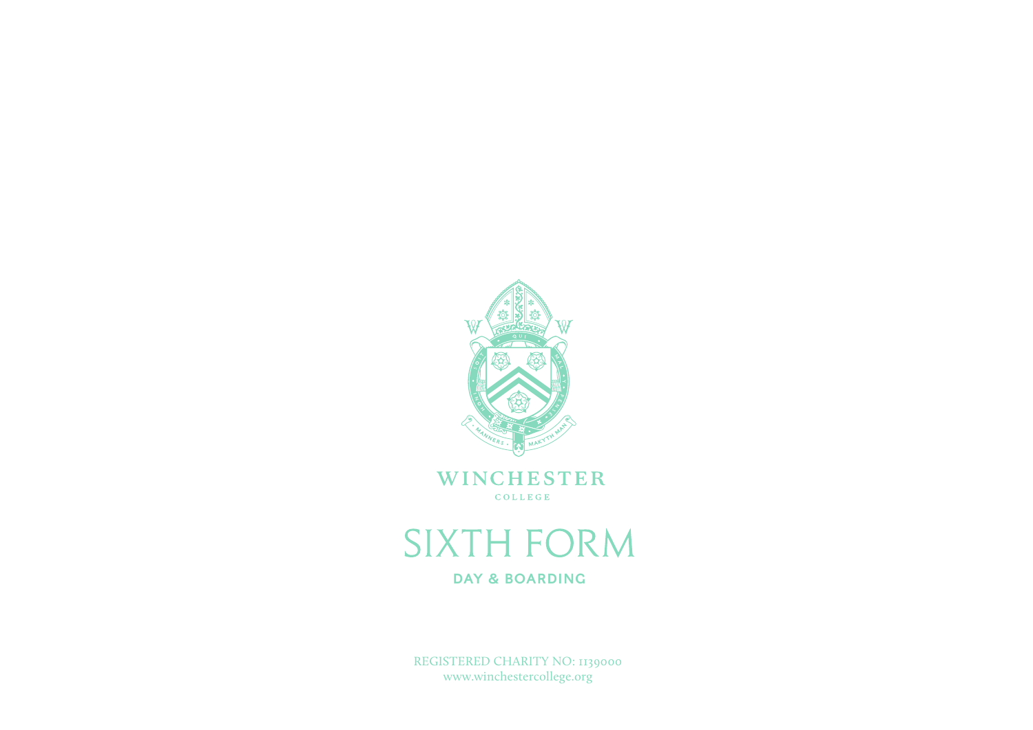WINCHESTER

COLLEGE

# SIXTH FORM

**DAY & BOARDING**

REGISTERED CHARITY NO: 1139000
www.winchestercollege.org